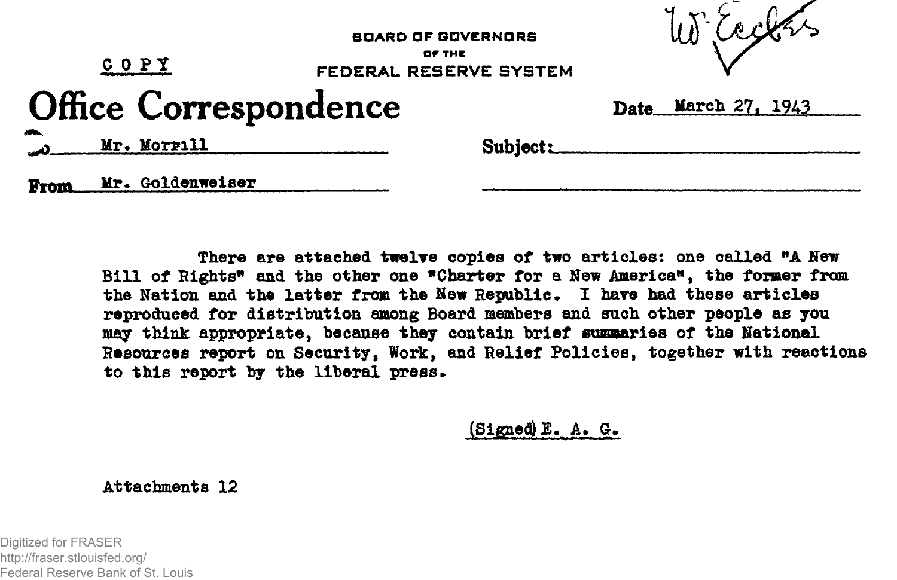BOARD OF GOVERNORS
OF THE
FEDERAL RESERVE SYSTEM

COPY

W. Eccles ✓

# Office Correspondence

Date March 27, 1943

To Mr. Morrill

Subject:

From Mr. Goldenweiser

There are attached twelve copies of two articles: one called "A New Bill of Rights" and the other one "Charter for a New America", the former from the Nation and the latter from the New Republic. I have had these articles reproduced for distribution among Board members and such other people as you may think appropriate, because they contain brief summaries of the National Resources report on Security, Work, and Relief Policies, together with reactions to this report by the liberal press.

(Signed) E. A. G.

Attachments 12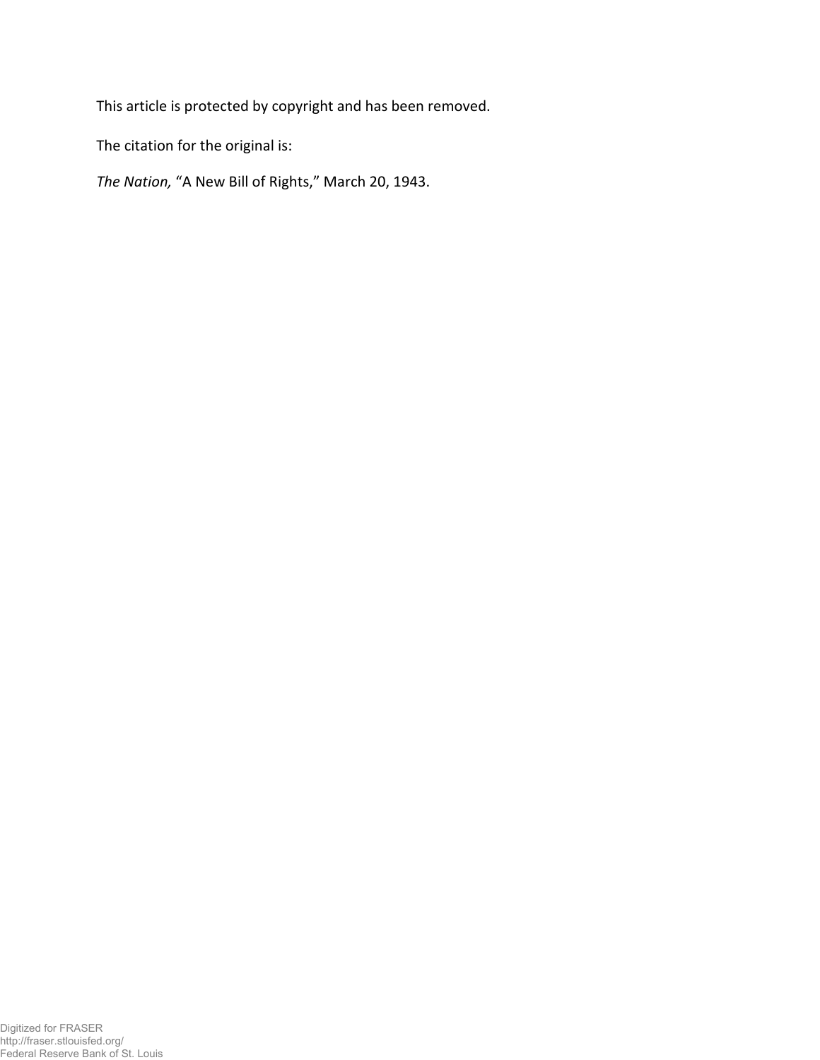This article is protected by copyright and has been removed.

The citation for the original is:

*The Nation,* “A New Bill of Rights,” March 20, 1943.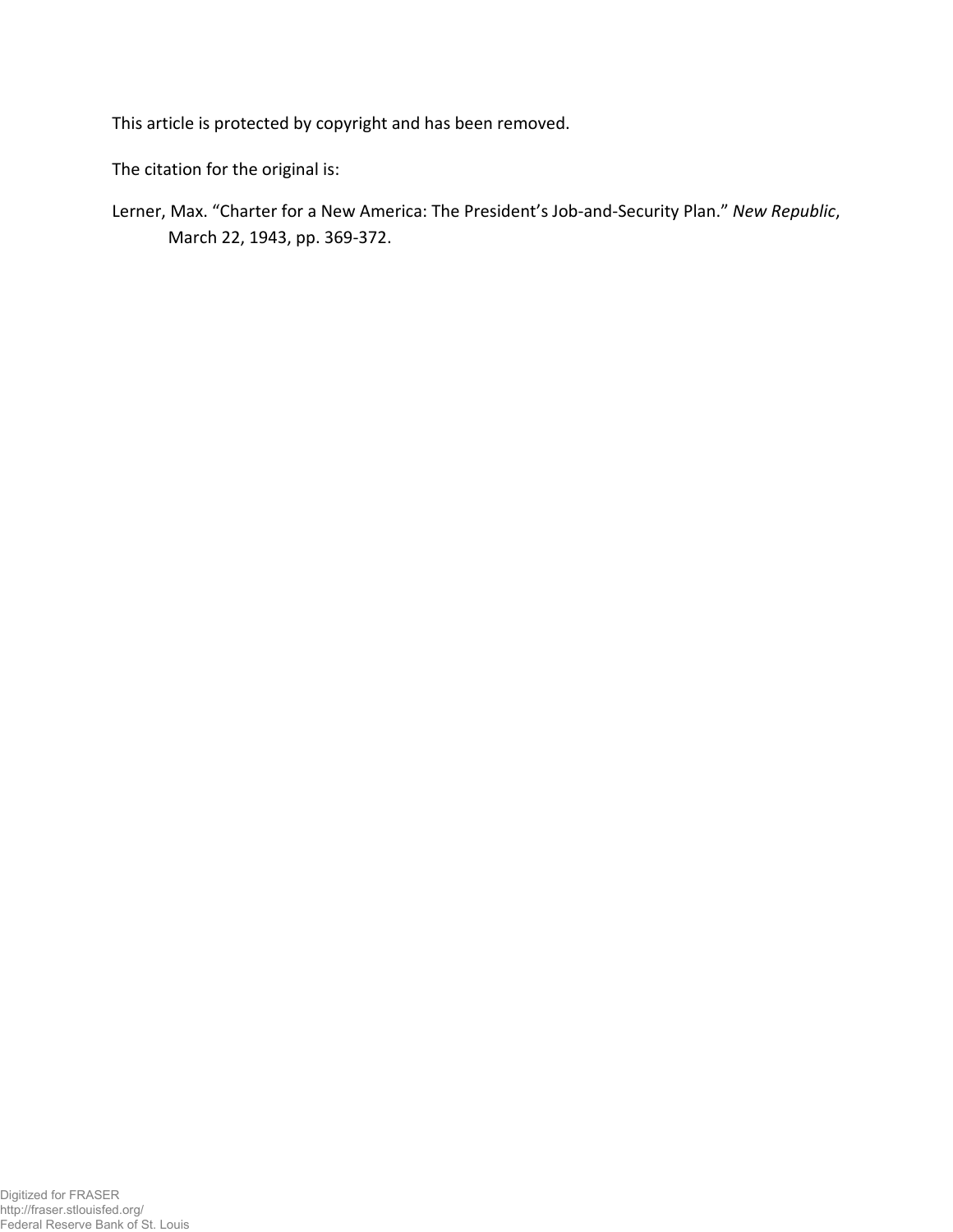This article is protected by copyright and has been removed.

The citation for the original is:

Lerner, Max. "Charter for a New America: The President's Job-and-Security Plan." *New Republic*, March 22, 1943, pp. 369-372.